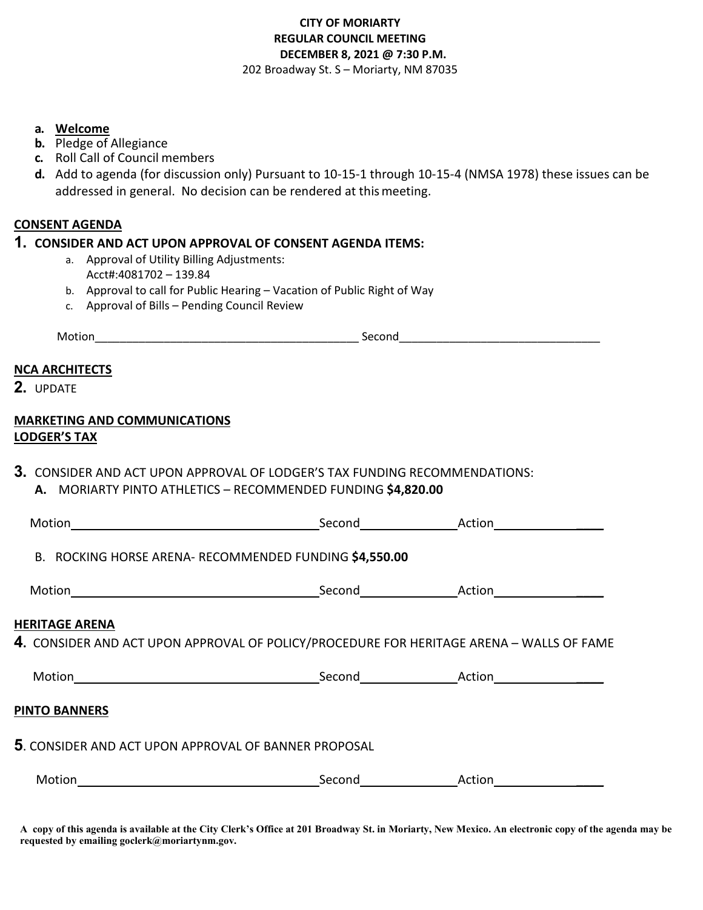**CITY OF MORIARTY**
**REGULAR COUNCIL MEETING**
**DECEMBER 8, 2021 @ 7:30 P.M.**
202 Broadway St. S – Moriarty, NM 87035

a. **Welcome**
b. Pledge of Allegiance
c. Roll Call of Council members
d. Add to agenda (for discussion only) Pursuant to 10-15-1 through 10-15-4 (NMSA 1978) these issues can be addressed in general. No decision can be rendered at this meeting.

**CONSENT AGENDA**

**1. CONSIDER AND ACT UPON APPROVAL OF CONSENT AGENDA ITEMS:**

a. Approval of Utility Billing Adjustments:
   Acct#:4081702 – 139.84
b. Approval to call for Public Hearing – Vacation of Public Right of Way
c. Approval of Bills – Pending Council Review

Motion__________________________________________ Second_______________________________

**NCA ARCHITECTS**

**2.** UPDATE

**MARKETING AND COMMUNICATIONS**
**LODGER'S TAX**

**3.** CONSIDER AND ACT UPON APPROVAL OF LODGER'S TAX FUNDING RECOMMENDATIONS:

**A.** MORIARTY PINTO ATHLETICS – RECOMMENDED FUNDING **$4,820.00**

Motion__________________________________________ Second______________ Action_________________

B. ROCKING HORSE ARENA- RECOMMENDED FUNDING **$4,550.00**

Motion__________________________________________ Second______________ Action_________________

**HERITAGE ARENA**

**4.** CONSIDER AND ACT UPON APPROVAL OF POLICY/PROCEDURE FOR HERITAGE ARENA – WALLS OF FAME

Motion__________________________________________ Second______________ Action_________________

**PINTO BANNERS**

**5**. CONSIDER AND ACT UPON APPROVAL OF BANNER PROPOSAL

Motion__________________________________________ Second______________ Action_________________

**A copy of this agenda is available at the City Clerk's Office at 201 Broadway St. in Moriarty, New Mexico. An electronic copy of the agenda may be requested by emailing goclerk@moriartynm.gov.**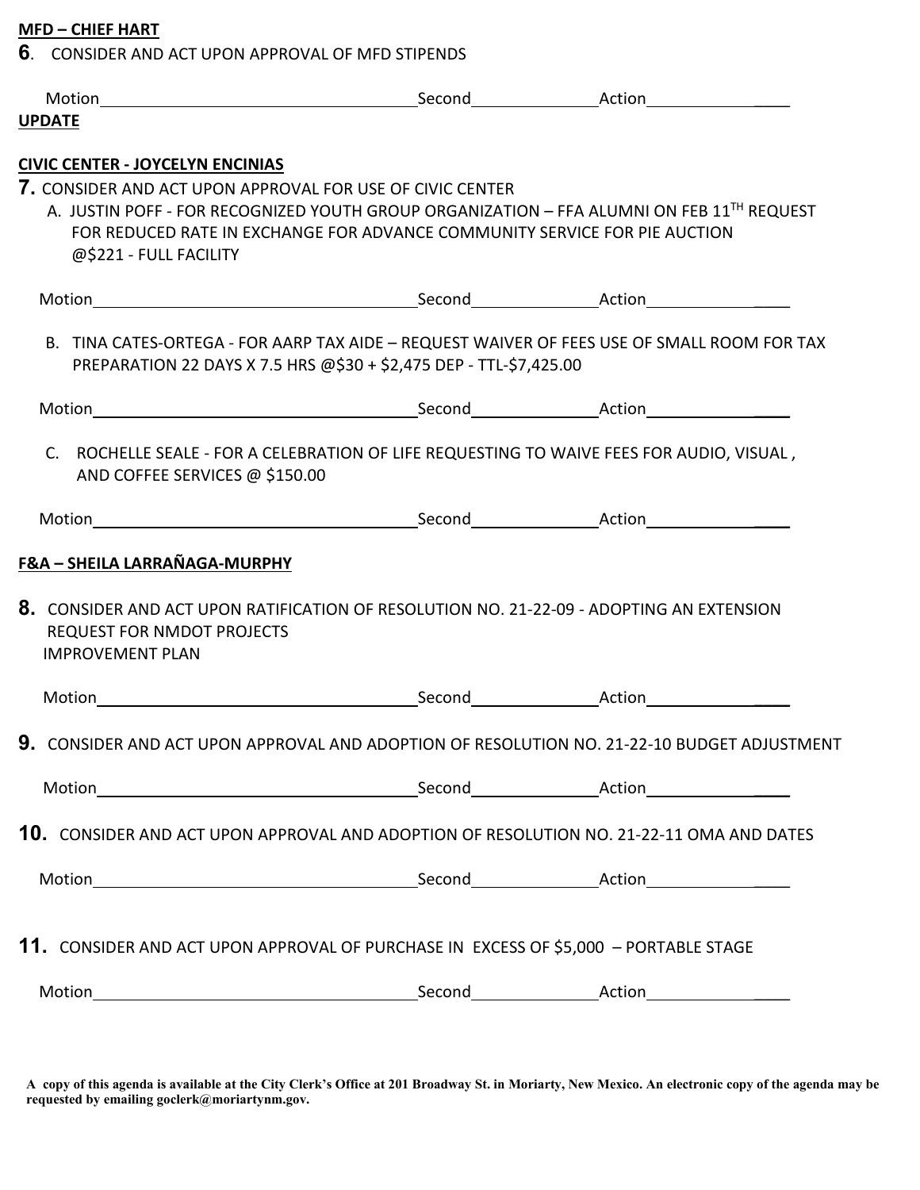**MFD – CHIEF HART**

**6**. CONSIDER AND ACT UPON APPROVAL OF MFD STIPENDS

Motion\_\_\_\_\_\_\_\_\_\_\_\_\_\_\_\_\_\_\_\_ Second\_\_\_\_\_\_\_\_\_\_ Action\_\_\_\_\_\_\_\_\_\_ \_\_\_\_

**UPDATE**

**CIVIC CENTER - JOYCELYN ENCINIAS**

**7.** CONSIDER AND ACT UPON APPROVAL FOR USE OF CIVIC CENTER

A. JUSTIN POFF - FOR RECOGNIZED YOUTH GROUP ORGANIZATION – FFA ALUMNI ON FEB 11TH REQUEST FOR REDUCED RATE IN EXCHANGE FOR ADVANCE COMMUNITY SERVICE FOR PIE AUCTION @$221 - FULL FACILITY

Motion\_\_\_\_\_\_\_\_\_\_\_\_\_\_\_\_\_\_\_\_ Second\_\_\_\_\_\_\_\_\_\_ Action\_\_\_\_\_\_\_\_\_\_ \_\_\_\_

B. TINA CATES-ORTEGA - FOR AARP TAX AIDE – REQUEST WAIVER OF FEES USE OF SMALL ROOM FOR TAX PREPARATION 22 DAYS X 7.5 HRS @$30 + $2,475 DEP - TTL-$7,425.00

Motion\_\_\_\_\_\_\_\_\_\_\_\_\_\_\_\_\_\_\_\_ Second\_\_\_\_\_\_\_\_\_\_ Action\_\_\_\_\_\_\_\_\_\_ \_\_\_\_

C. ROCHELLE SEALE - FOR A CELEBRATION OF LIFE REQUESTING TO WAIVE FEES FOR AUDIO, VISUAL , AND COFFEE SERVICES @ $150.00

Motion\_\_\_\_\_\_\_\_\_\_\_\_\_\_\_\_\_\_\_\_ Second\_\_\_\_\_\_\_\_\_\_ Action\_\_\_\_\_\_\_\_\_\_ \_\_\_\_

**F&A – SHEILA LARRAÑAGA-MURPHY**

**8.** CONSIDER AND ACT UPON RATIFICATION OF RESOLUTION NO. 21-22-09 - ADOPTING AN EXTENSION REQUEST FOR NMDOT PROJECTS IMPROVEMENT PLAN

Motion\_\_\_\_\_\_\_\_\_\_\_\_\_\_\_\_\_\_\_\_ Second\_\_\_\_\_\_\_\_\_\_ Action\_\_\_\_\_\_\_\_\_\_ \_\_\_\_

**9.** CONSIDER AND ACT UPON APPROVAL AND ADOPTION OF RESOLUTION NO. 21-22-10 BUDGET ADJUSTMENT

Motion\_\_\_\_\_\_\_\_\_\_\_\_\_\_\_\_\_\_\_\_ Second\_\_\_\_\_\_\_\_\_\_ Action\_\_\_\_\_\_\_\_\_\_ \_\_\_\_

**10.** CONSIDER AND ACT UPON APPROVAL AND ADOPTION OF RESOLUTION NO. 21-22-11 OMA AND DATES

Motion\_\_\_\_\_\_\_\_\_\_\_\_\_\_\_\_\_\_\_\_ Second\_\_\_\_\_\_\_\_\_\_ Action\_\_\_\_\_\_\_\_\_\_ \_\_\_\_

**11.** CONSIDER AND ACT UPON APPROVAL OF PURCHASE IN EXCESS OF $5,000 – PORTABLE STAGE

Motion\_\_\_\_\_\_\_\_\_\_\_\_\_\_\_\_\_\_\_\_ Second\_\_\_\_\_\_\_\_\_\_ Action\_\_\_\_\_\_\_\_\_\_ \_\_\_\_

**A copy of this agenda is available at the City Clerk's Office at 201 Broadway St. in Moriarty, New Mexico. An electronic copy of the agenda may be requested by emailing goclerk@moriartynm.gov.**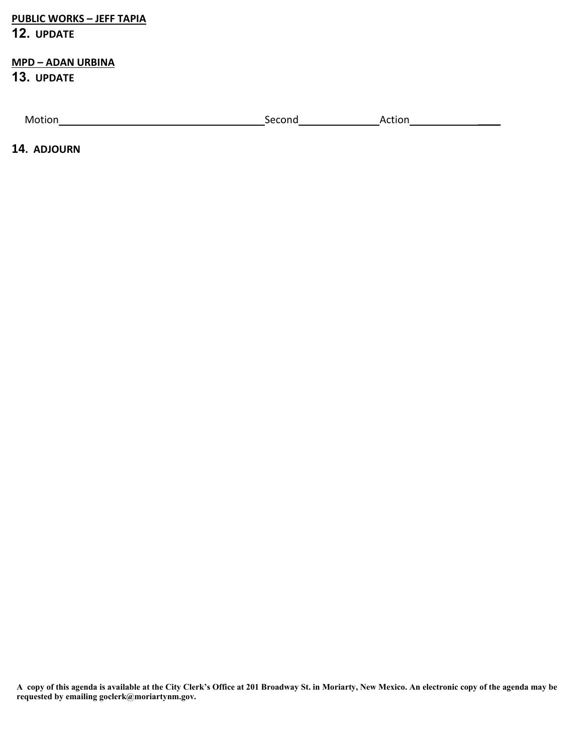**PUBLIC WORKS – JEFF TAPIA**

**12. UPDATE**

**MPD – ADAN URBINA**

**13. UPDATE**

Motion_______________________________ Second______________ Action________________

**14. ADJOURN**

**A copy of this agenda is available at the City Clerk's Office at 201 Broadway St. in Moriarty, New Mexico. An electronic copy of the agenda may be requested by emailing goclerk@moriartynm.gov.**